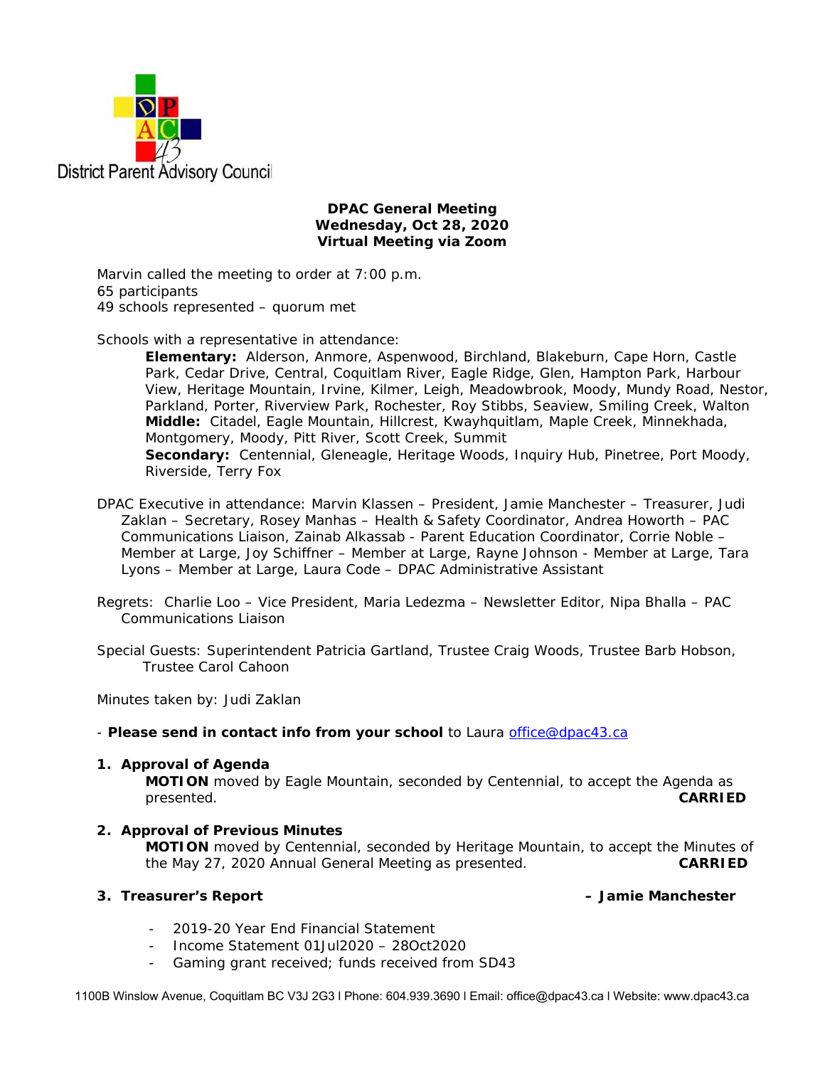District Parent Advisory Council

**DPAC General Meeting**
**Wednesday, Oct 28, 2020**
**Virtual Meeting via Zoom**

Marvin called the meeting to order at 7:00 p.m.
65 participants
49 schools represented – quorum met

Schools with a representative in attendance:

**Elementary:** Alderson, Anmore, Aspenwood, Birchland, Blakeburn, Cape Horn, Castle Park, Cedar Drive, Central, Coquitlam River, Eagle Ridge, Glen, Hampton Park, Harbour View, Heritage Mountain, Irvine, Kilmer, Leigh, Meadowbrook, Moody, Mundy Road, Nestor, Parkland, Porter, Riverview Park, Rochester, Roy Stibbs, Seaview, Smiling Creek, Walton
**Middle:** Citadel, Eagle Mountain, Hillcrest, Kwayhquitlam, Maple Creek, Minnekhada, Montgomery, Moody, Pitt River, Scott Creek, Summit
**Secondary:** Centennial, Gleneagle, Heritage Woods, Inquiry Hub, Pinetree, Port Moody, Riverside, Terry Fox

DPAC Executive in attendance: Marvin Klassen – President, Jamie Manchester – Treasurer, Judi Zaklan – Secretary, Rosey Manhas – Health & Safety Coordinator, Andrea Howorth – PAC Communications Liaison, Zainab Alkassab - Parent Education Coordinator, Corrie Noble – Member at Large, Joy Schiffner – Member at Large, Rayne Johnson - Member at Large, Tara Lyons – Member at Large, Laura Code – DPAC Administrative Assistant

Regrets: Charlie Loo – Vice President, Maria Ledezma – Newsletter Editor, Nipa Bhalla – PAC Communications Liaison

Special Guests: Superintendent Patricia Gartland, Trustee Craig Woods, Trustee Barb Hobson, Trustee Carol Cahoon

Minutes taken by: Judi Zaklan

- **Please send in contact info from your school** to Laura office@dpac43.ca

1. **Approval of Agenda**
   **MOTION** moved by Eagle Mountain, seconded by Centennial, to accept the Agenda as presented. **CARRIED**

2. **Approval of Previous Minutes**
   **MOTION** moved by Centennial, seconded by Heritage Mountain, to accept the Minutes of the May 27, 2020 Annual General Meeting as presented. **CARRIED**

3. **Treasurer's Report** **– Jamie Manchester**

   - 2019-20 Year End Financial Statement
   - Income Statement 01Jul2020 – 28Oct2020
   - Gaming grant received; funds received from SD43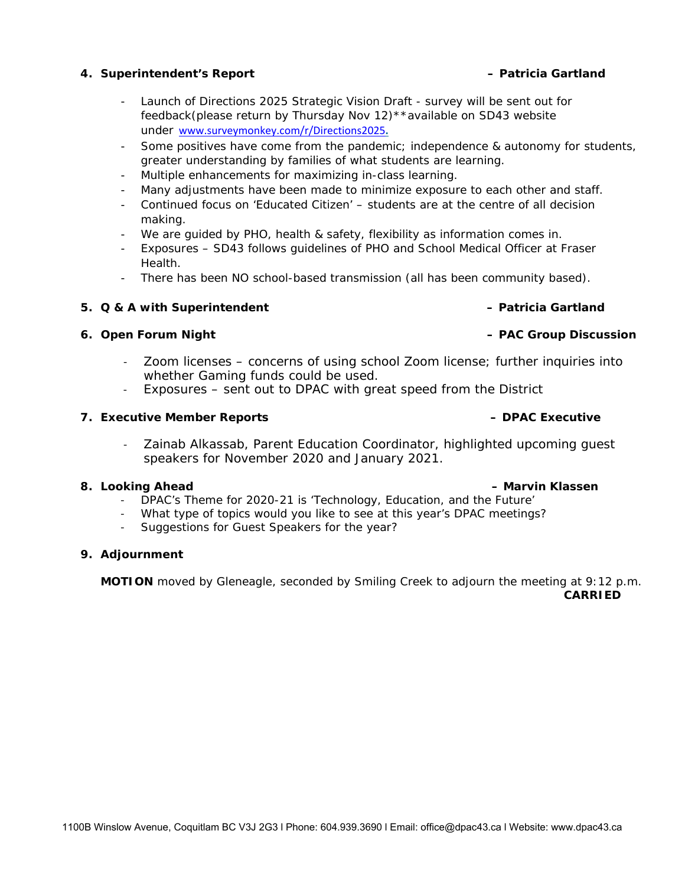**4. Superintendent's Report – Patricia Gartland**

- Launch of Directions 2025 Strategic Vision Draft - survey will be sent out for feedback(please return by Thursday Nov 12)**available on SD43 website under www.surveymonkey.com/r/Directions2025.
- Some positives have come from the pandemic; independence & autonomy for students, greater understanding by families of what students are learning.
- Multiple enhancements for maximizing in-class learning.
- Many adjustments have been made to minimize exposure to each other and staff.
- Continued focus on 'Educated Citizen' – students are at the centre of all decision making.
- We are guided by PHO, health & safety, flexibility as information comes in.
- Exposures – SD43 follows guidelines of PHO and School Medical Officer at Fraser Health.
- There has been NO school-based transmission (all has been community based).

**5. Q & A with Superintendent – Patricia Gartland**

**6. Open Forum Night – PAC Group Discussion**

- Zoom licenses – concerns of using school Zoom license; further inquiries into whether Gaming funds could be used.
- Exposures – sent out to DPAC with great speed from the District

**7. Executive Member Reports – DPAC Executive**

- Zainab Alkassab, Parent Education Coordinator, highlighted upcoming guest speakers for November 2020 and January 2021.

**8. Looking Ahead – Marvin Klassen**

- DPAC's Theme for 2020-21 is 'Technology, Education, and the Future'
- What type of topics would you like to see at this year's DPAC meetings?
- Suggestions for Guest Speakers for the year?

**9. Adjournment**

**MOTION** moved by Gleneagle, seconded by Smiling Creek to adjourn the meeting at 9:12 p.m.

**CARRIED**